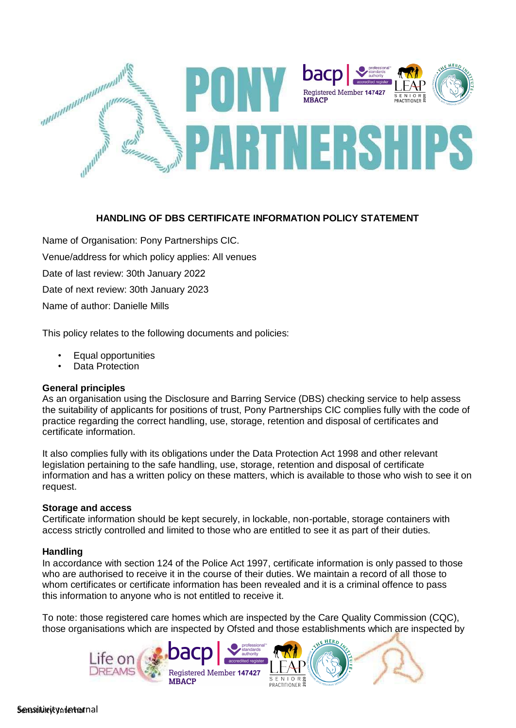## HANDLING OF DBS CERTIFICATE INFORMATION POLICY STATEMENT

Name of Organisation: Pony Partnerships CIC.

Venue/address for which policy applies: All venues

Date of last review: 30th January 2022

Date of next review: 30th January 2023

Name of author: Danielle Mills

This policy relates to the following documents and policies:

- Equal opportunities
- Data Protection

**General principles**

As an organisation using the Disclosure and Barring Service (DBS) checking service to help assess the suitability of applicants for positions of trust, Pony Partnerships CIC complies fully with the code of practice regarding the correct handling, use, storage, retention and disposal of certificates and certificate information.

It also complies fully with its obligations under the Data Protection Act 1998 and other relevant legislation pertaining to the safe handling, use, storage, retention and disposal of certificate information and has a written policy on these matters, which is available to those who wish to see it on request.

**Storage and access**

Certificate information should be kept securely, in lockable, non-portable, storage containers with access strictly controlled and limited to those who are entitled to see it as part of their duties.

**Handling**

In accordance with section 124 of the Police Act 1997, certificate information is only passed to those who are authorised to receive it in the course of their duties. We maintain a record of all those to whom certificates or certificate information has been revealed and it is a criminal offence to pass this information to anyone who is not entitled to receive it.

To note: those registered care homes which are inspected by the Care Quality Commission (CQC), those organisations which are inspected by Ofsted and those establishments which are inspected by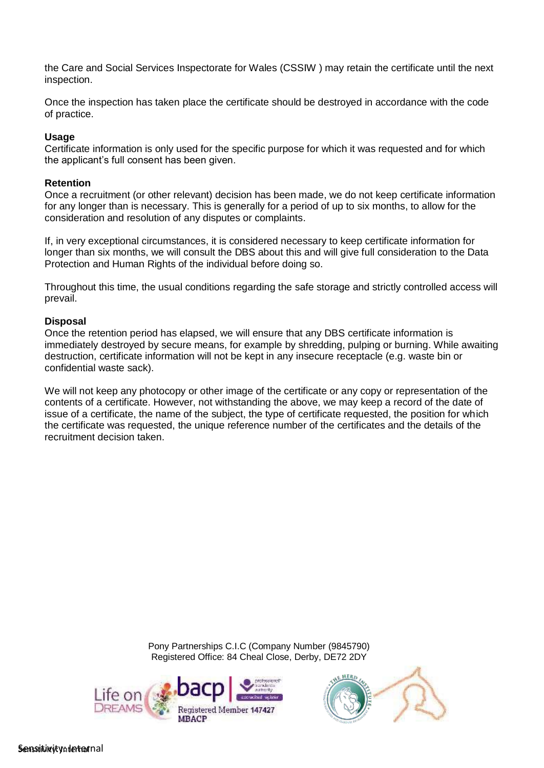the Care and Social Services Inspectorate for Wales (CSSIW ) may retain the certificate until the next inspection.

Once the inspection has taken place the certificate should be destroyed in accordance with the code of practice.

**Usage**

Certificate information is only used for the specific purpose for which it was requested and for which the applicant's full consent has been given.

**Retention**

Once a recruitment (or other relevant) decision has been made, we do not keep certificate information for any longer than is necessary. This is generally for a period of up to six months, to allow for the consideration and resolution of any disputes or complaints.

If, in very exceptional circumstances, it is considered necessary to keep certificate information for longer than six months, we will consult the DBS about this and will give full consideration to the Data Protection and Human Rights of the individual before doing so.

Throughout this time, the usual conditions regarding the safe storage and strictly controlled access will prevail.

**Disposal**

Once the retention period has elapsed, we will ensure that any DBS certificate information is immediately destroyed by secure means, for example by shredding, pulping or burning. While awaiting destruction, certificate information will not be kept in any insecure receptacle (e.g. waste bin or confidential waste sack).

We will not keep any photocopy or other image of the certificate or any copy or representation of the contents of a certificate. However, not withstanding the above, we may keep a record of the date of issue of a certificate, the name of the subject, the type of certificate requested, the position for which the certificate was requested, the unique reference number of the certificates and the details of the recruitment decision taken.

Pony Partnerships C.I.C (Company Number (9845790)
Registered Office: 84 Cheal Close, Derby, DE72 2DY

Life on DREAMS bacp Registered Member 147427 MBACP